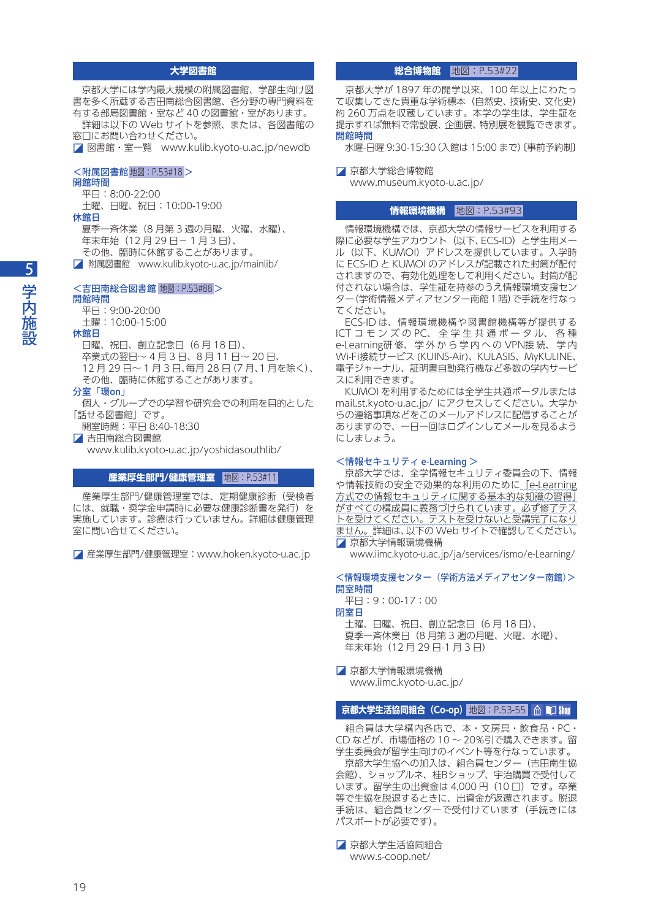## 大学図書館

京都大学には学内最大規模の附属図書館、学部生向け図書を多く所蔵する吉田南総合図書館、各分野の専門資料を有する部局図書館・室など 40 の図書館・室があります。
詳細は以下の Web サイトを参照、または、各図書館の窓口にお問い合わせください。

図書館・室一覧　www.kulib.kyoto-u.ac.jp/newdb

### ＜附属図書館 地図：P.53#18＞

**開館時間**
平日：8:00-22:00
土曜、日曜、祝日：10:00-19:00

**休館日**
夏季一斉休業（8 月第 3 週の月曜、火曜、水曜）、
年末年始（12 月 29 日－ 1 月 3 日）、
その他、臨時に休館することがあります。

附属図書館　www.kulib.kyoto-u.ac.jp/mainlib/

### ＜吉田南総合図書館 地図：P.53#88＞

**開館時間**
平日：9:00-20:00
土曜：10:00-15:00

**休館日**
日曜、祝日、創立記念日（6 月 18 日）、
卒業式の翌日～ 4 月 3 日、8 月 11 日～ 20 日、
12 月 29 日～ 1 月 3 日、毎月 28 日 (7 月、1 月を除く)、
その他、臨時に休館することがあります。

**分室「環on」**
個人・グループでの学習や研究会での利用を目的とした「話せる図書館」です。
開室時間：平日 8:40-18:30

吉田南総合図書館
www.kulib.kyoto-u.ac.jp/yoshidasouthlib/

## 産業厚生部門/健康管理室 地図：P.53#11

産業厚生部門/健康管理室では、定期健康診断（受検者には、就職・奨学金申請時に必要な健康診断書を発行）を実施しています。診療は行っていません。詳細は健康管理室に問い合せてください。

産業厚生部門/健康管理室：www.hoken.kyoto-u.ac.jp

## 総合博物館 地図：P.53#22

京都大学が 1897 年の開学以来、100 年以上にわたって収集してきた貴重な学術標本（自然史、技術史、文化史）約 260 万点を収蔵しています。本学の学生は、学生証を提示すれば無料で常設展、企画展、特別展を観覧できます。

**開館時間**
水曜-日曜 9:30-15:30 (入館は 15:00 まで) [事前予約制]

京都大学総合博物館
www.museum.kyoto-u.ac.jp/

## 情報環境機構 地図：P.53#93

情報環境機構では、京都大学の情報サービスを利用する際に必要な学生アカウント（以下、ECS-ID）と学生用メール（以下、KUMOI）アドレスを提供しています。入学時に ECS-ID と KUMOI のアドレスが記載された封筒が配付されますので、有効化処理をして利用ください。封筒が配付されない場合は、学生証を持参のうえ情報環境支援センター (学術情報メディアセンター南館 1 階) で手続を行なってください。

ECS-ID は、情報環境機構や図書館機構等が提供する ICT コモンズの PC、全学生共通ポータル、各種 e-Learning研修、学外から学内への VPN接続、学内 Wi-Fi接続サービス (KUINS-Air)、KULASIS、MyKULINE、電子ジャーナル、証明書自動発行機など多数の学内サービスに利用できます。

KUMOI を利用するためには全学生共通ポータルまたは mail.st.kyoto-u.ac.jp/ にアクセスしてください。大学からの連絡事項などをこのメールアドレスに配信することがありますので、一日一回はログインしてメールを見るようにしましょう。

### ＜情報セキュリティ e-Learning ＞

京都大学では、全学情報セキュリティ委員会の下、情報や情報技術の安全で効果的な利用のために「e-Learning 方式での情報セキュリティに関する基本的な知識の習得」がすべての構成員に義務づけられています。必ず修了テストを受けてください。テストを受けないと受講完了になりません。詳細は、以下の Web サイトで確認してください。

京都大学情報環境機構
www.iimc.kyoto-u.ac.jp/ja/services/ismo/e-Learning/

### ＜情報環境支援センター（学術方法メディアセンター南館）＞

**開室時間**
平日：9：00-17：00

**閉室日**
土曜、日曜、祝日、創立記念日（6 月 18 日）、
夏季一斉休業日（8 月第 3 週の月曜、火曜、水曜）、
年末年始（12 月 29 日-1 月 3 日）

京都大学情報環境機構
www.iimc.kyoto-u.ac.jp/

## 京都大学生活協同組合（Co-op） 地図：P.53-55

組合員は大学構内各店で、本・文房具・飲食品・PC・CD などが、市場価格の 10 ～ 20%引で購入できます。留学生委員会が留学生向けのイベント等を行なっています。

京都大学生協への加入は、組合員センター（吉田南生協会館）、ショップルネ、桂Bショップ、宇治購買で受付しています。留学生の出資金は 4,000 円（10 口）です。卒業等で生協を脱退するときに、出資金が返還されます。脱退手続は、組合員センターで受付けています（手続きにはパスポートが必要です）。

京都大学生活協同組合
www.s-coop.net/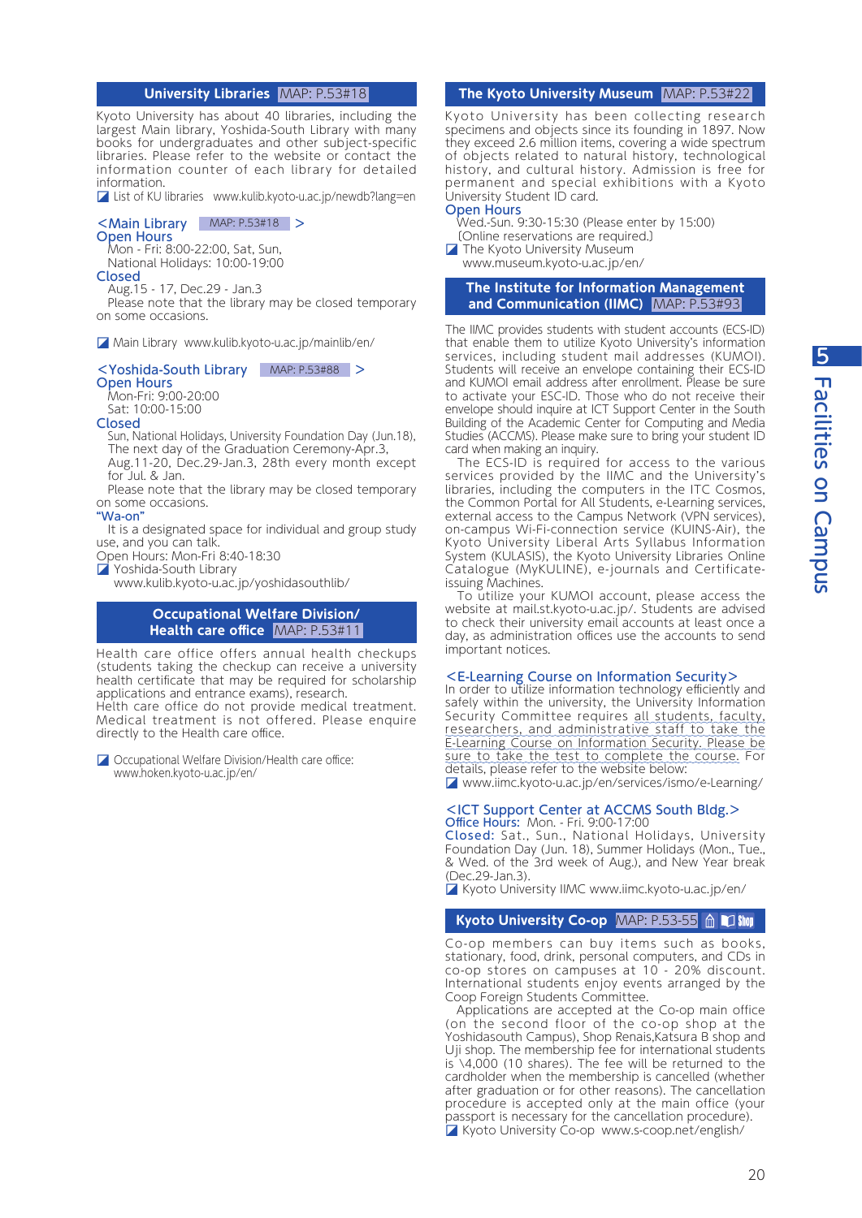## University Libraries MAP: P.53#18

Kyoto University has about 40 libraries, including the largest Main library, Yoshida-South Library with many books for undergraduates and other subject-specific libraries. Please refer to the website or contact the information counter of each library for detailed information.

List of KU libraries www.kulib.kyoto-u.ac.jp/newdb?lang=en

### <Main Library MAP: P.53#18 >

**Open Hours**

Mon - Fri: 8:00-22:00, Sat, Sun, National Holidays: 10:00-19:00

**Closed**

Aug.15 - 17, Dec.29 - Jan.3

Please note that the library may be closed temporary on some occasions.

Main Library www.kulib.kyoto-u.ac.jp/mainlib/en/

### <Yoshida-South Library MAP: P.53#88 >

**Open Hours**

Mon-Fri: 9:00-20:00

Sat: 10:00-15:00

**Closed**

Sun, National Holidays, University Foundation Day (Jun.18), The next day of the Graduation Ceremony-Apr.3, Aug.11-20, Dec.29-Jan.3, 28th every month except for Jul. & Jan.

Please note that the library may be closed temporary on some occasions.

**"Wa-on"**

It is a designated space for individual and group study use, and you can talk.

Open Hours: Mon-Fri 8:40-18:30

Yoshida-South Library www.kulib.kyoto-u.ac.jp/yoshidasouthlib/

## Occupational Welfare Division/ Health care office MAP: P.53#11

Health care office offers annual health checkups (students taking the checkup can receive a university health certificate that may be required for scholarship applications and entrance exams), research.

Health care office do not provide medical treatment. Medical treatment is not offered. Please enquire directly to the Health care office.

Occupational Welfare Division/Health care office: www.hoken.kyoto-u.ac.jp/en/

## The Kyoto University Museum MAP: P.53#22

Kyoto University has been collecting research specimens and objects since its founding in 1897. Now they exceed 2.6 million items, covering a wide spectrum of objects related to natural history, technological history, and cultural history. Admission is free for permanent and special exhibitions with a Kyoto University Student ID card.

**Open Hours**

Wed.-Sun. 9:30-15:30 (Please enter by 15:00)

[Online reservations are required.]

The Kyoto University Museum www.museum.kyoto-u.ac.jp/en/

## The Institute for Information Management and Communication (IIMC) MAP: P.53#93

The IIMC provides students with student accounts (ECS-ID) that enable them to utilize Kyoto University's information services, including student mail addresses (KUMOI). Students will receive an envelope containing their ECS-ID and KUMOI email address after enrollment. Please be sure to activate your ESC-ID. Those who do not receive their envelope should inquire at ICT Support Center in the South Building of the Academic Center for Computing and Media Studies (ACCMS). Please make sure to bring your student ID card when making an inquiry.

The ECS-ID is required for access to the various services provided by the IIMC and the University's libraries, including the computers in the ITC Cosmos, the Common Portal for All Students, e-Learning services, external access to the Campus Network (VPN services), on-campus Wi-Fi-connection service (KUINS-Air), the Kyoto University Liberal Arts Syllabus Information System (KULASIS), the Kyoto University Libraries Online Catalogue (MyKULINE), e-journals and Certificate-issuing Machines.

To utilize your KUMOI account, please access the website at mail.st.kyoto-u.ac.jp/. Students are advised to check their university email accounts at least once a day, as administration offices use the accounts to send important notices.

### <E-Learning Course on Information Security>

In order to utilize information technology efficiently and safely within the university, the University Information Security Committee requires all students, faculty, researchers, and administrative staff to take the E-Learning Course on Information Security. Please be sure to take the test to complete the course. For details, please refer to the website below:

www.iimc.kyoto-u.ac.jp/en/services/ismo/e-Learning/

### <ICT Support Center at ACCMS South Bldg.>

**Office Hours:** Mon. - Fri. 9:00-17:00

**Closed:** Sat., Sun., National Holidays, University Foundation Day (Jun. 18), Summer Holidays (Mon., Tue., & Wed. of the 3rd week of Aug.), and New Year break (Dec.29-Jan.3).

Kyoto University IIMC www.iimc.kyoto-u.ac.jp/en/

## Kyoto University Co-op MAP: P.53-55 Shop

Co-op members can buy items such as books, stationary, food, drink, personal computers, and CDs in co-op stores on campuses at 10 - 20% discount. International students enjoy events arranged by the Coop Foreign Students Committee.

Applications are accepted at the Co-op main office (on the second floor of the co-op shop at the Yoshidasouth Campus), Shop Renais,Katsura B shop and Uji shop. The membership fee for international students is \4,000 (10 shares). The fee will be returned to the cardholder when the membership is cancelled (whether after graduation or for other reasons). The cancellation procedure is accepted only at the main office (your passport is necessary for the cancellation procedure).

Kyoto University Co-op www.s-coop.net/english/